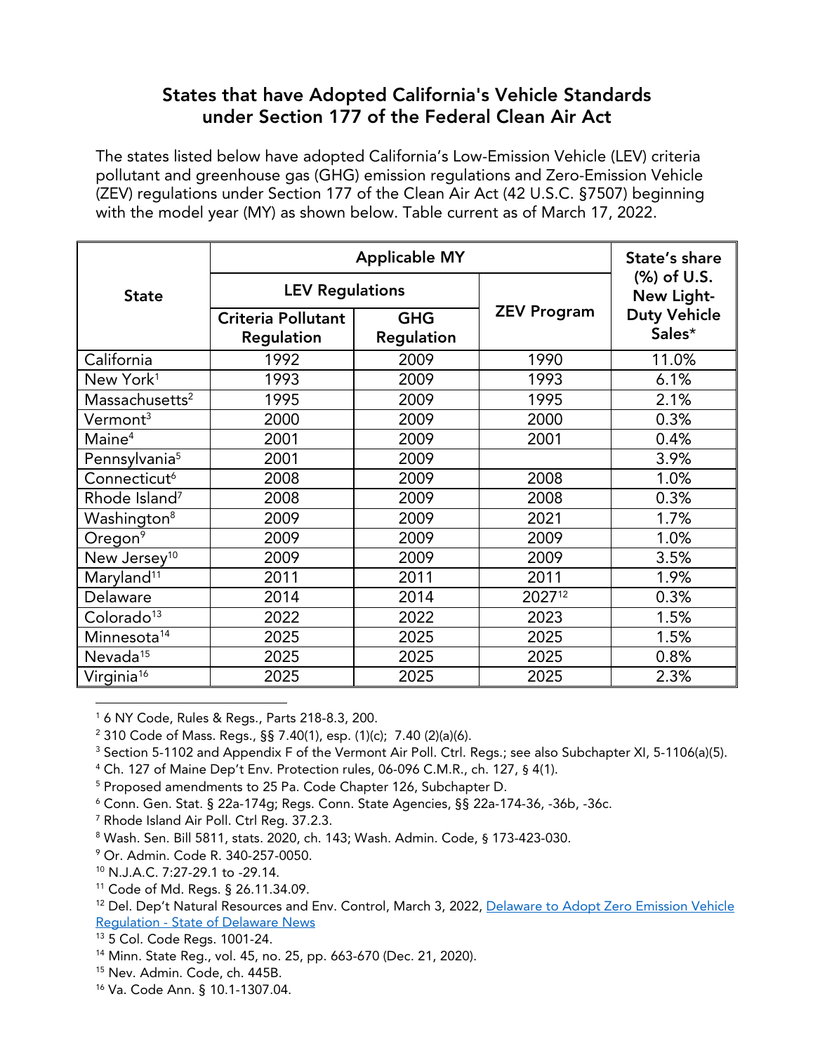# States that have Adopted California's Vehicle Standards under Section 177 of the Federal Clean Air Act

The states listed below have adopted California's Low-Emission Vehicle (LEV) criteria pollutant and greenhouse gas (GHG) emission regulations and Zero-Emission Vehicle (ZEV) regulations under Section 177 of the Clean Air Act (42 U.S.C. §7507) beginning with the model year (MY) as shown below. Table current as of March 17, 2022.

| State | Applicable MY | | | State's share (%) of U.S. New Light-Duty Vehicle Sales* |
|---|---|---|---|---|
| | LEV Regulations | | ZEV Program | |
| | Criteria Pollutant Regulation | GHG Regulation | | |
| California | 1992 | 2009 | 1990 | 11.0% |
| New York[1] | 1993 | 2009 | 1993 | 6.1% |
| Massachusetts[2] | 1995 | 2009 | 1995 | 2.1% |
| Vermont[3] | 2000 | 2009 | 2000 | 0.3% |
| Maine[4] | 2001 | 2009 | 2001 | 0.4% |
| Pennsylvania[5] | 2001 | 2009 | | 3.9% |
| Connecticut[6] | 2008 | 2009 | 2008 | 1.0% |
| Rhode Island[7] | 2008 | 2009 | 2008 | 0.3% |
| Washington[8] | 2009 | 2009 | 2021 | 1.7% |
| Oregon[9] | 2009 | 2009 | 2009 | 1.0% |
| New Jersey[10] | 2009 | 2009 | 2009 | 3.5% |
| Maryland[11] | 2011 | 2011 | 2011 | 1.9% |
| Delaware | 2014 | 2014 | 2027[12] | 0.3% |
| Colorado[13] | 2022 | 2022 | 2023 | 1.5% |
| Minnesota[14] | 2025 | 2025 | 2025 | 1.5% |
| Nevada[15] | 2025 | 2025 | 2025 | 0.8% |
| Virginia[16] | 2025 | 2025 | 2025 | 2.3% |

[1] 6 NY Code, Rules & Regs., Parts 218-8.3, 200.

[2] 310 Code of Mass. Regs., §§ 7.40(1), esp. (1)(c); 7.40 (2)(a)(6).

[3] Section 5-1102 and Appendix F of the Vermont Air Poll. Ctrl. Regs.; see also Subchapter XI, 5-1106(a)(5).

[4] Ch. 127 of Maine Dep't Env. Protection rules, 06-096 C.M.R., ch. 127, § 4(1).

[5] Proposed amendments to 25 Pa. Code Chapter 126, Subchapter D.

[6] Conn. Gen. Stat. § 22a-174g; Regs. Conn. State Agencies, §§ 22a-174-36, -36b, -36c.

[7] Rhode Island Air Poll. Ctrl Reg. 37.2.3.

[8] Wash. Sen. Bill 5811, stats. 2020, ch. 143; Wash. Admin. Code, § 173-423-030.

[9] Or. Admin. Code R. 340-257-0050.

[10] N.J.A.C. 7:27-29.1 to -29.14.

[11] Code of Md. Regs. § 26.11.34.09.

[12] Del. Dep't Natural Resources and Env. Control, March 3, 2022, Delaware to Adopt Zero Emission Vehicle Regulation - State of Delaware News

[13] 5 Col. Code Regs. 1001-24.

[14] Minn. State Reg., vol. 45, no. 25, pp. 663-670 (Dec. 21, 2020).

[15] Nev. Admin. Code, ch. 445B.

[16] Va. Code Ann. § 10.1-1307.04.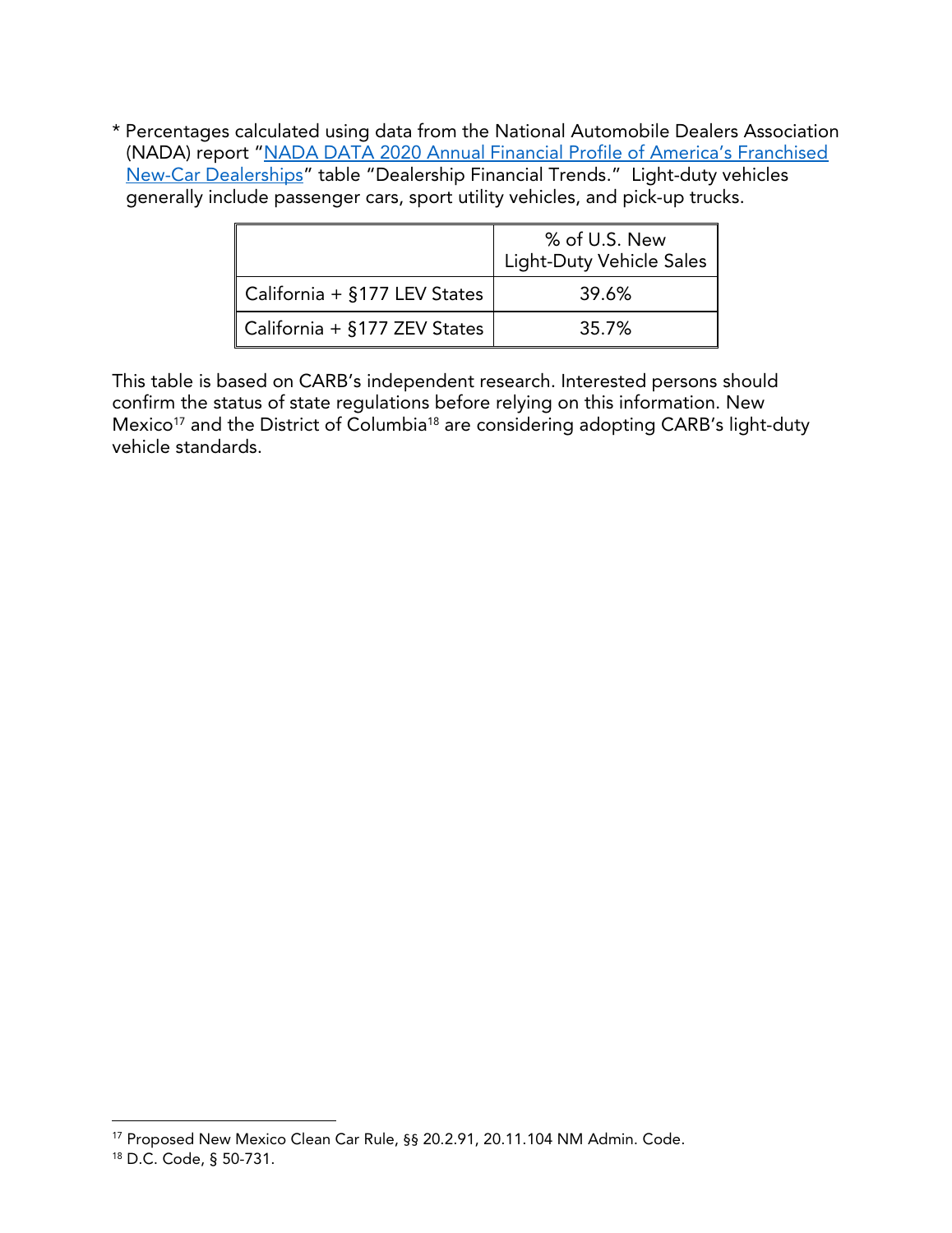* Percentages calculated using data from the National Automobile Dealers Association (NADA) report "NADA DATA 2020 Annual Financial Profile of America's Franchised New-Car Dealerships" table "Dealership Financial Trends." Light-duty vehicles generally include passenger cars, sport utility vehicles, and pick-up trucks.

| | % of U.S. New Light-Duty Vehicle Sales |
|---|---|
| California + §177 LEV States | 39.6% |
| California + §177 ZEV States | 35.7% |

This table is based on CARB's independent research. Interested persons should confirm the status of state regulations before relying on this information. New Mexico[17] and the District of Columbia[18] are considering adopting CARB's light-duty vehicle standards.

[17] Proposed New Mexico Clean Car Rule, §§ 20.2.91, 20.11.104 NM Admin. Code.

[18] D.C. Code, § 50-731.